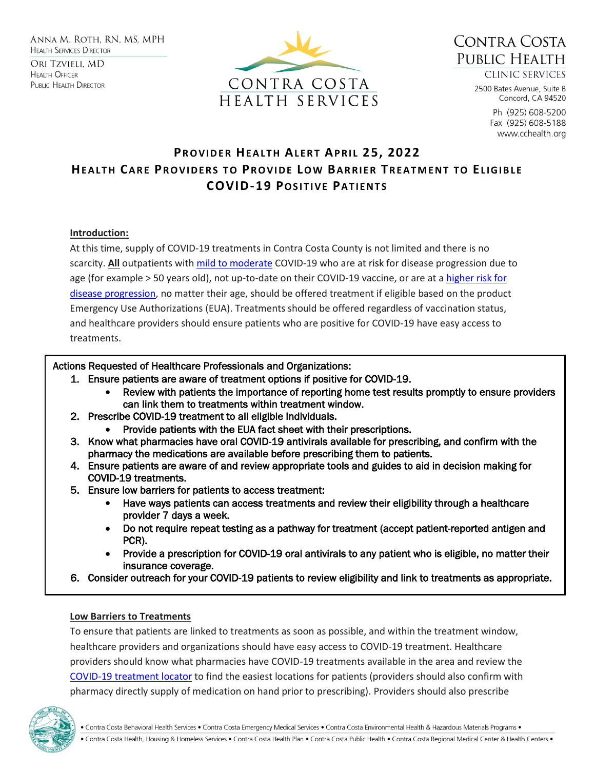Anna M. Roth, RN, MS, MPH
Health Services Director

Ori Tzvieli, MD
Health Officer
Public Health Director

CONTRA COSTA
HEALTH SERVICES

Contra Costa
Public Health
Clinic Services

2500 Bates Avenue, Suite B
Concord, CA 94520

Ph (925) 608-5200
Fax (925) 608-5188
www.cchealth.org

# Provider Health Alert April 25, 2022

## Health Care Providers to Provide Low Barrier Treatment to Eligible COVID-19 Positive Patients

**Introduction:**

At this time, supply of COVID-19 treatments in Contra Costa County is not limited and there is no scarcity. **All** outpatients with mild to moderate COVID-19 who are at risk for disease progression due to age (for example > 50 years old), not up-to-date on their COVID-19 vaccine, or are at a higher risk for disease progression, no matter their age, should be offered treatment if eligible based on the product Emergency Use Authorizations (EUA). Treatments should be offered regardless of vaccination status, and healthcare providers should ensure patients who are positive for COVID-19 have easy access to treatments.

**Actions Requested of Healthcare Professionals and Organizations:**

1. Ensure patients are aware of treatment options if positive for COVID-19.
   - Review with patients the importance of reporting home test results promptly to ensure providers can link them to treatments within treatment window.
2. Prescribe COVID-19 treatment to all eligible individuals.
   - Provide patients with the EUA fact sheet with their prescriptions.
3. Know what pharmacies have oral COVID-19 antivirals available for prescribing, and confirm with the pharmacy the medications are available before prescribing them to patients.
4. Ensure patients are aware of and review appropriate tools and guides to aid in decision making for COVID-19 treatments.
5. Ensure low barriers for patients to access treatment:
   - Have ways patients can access treatments and review their eligibility through a healthcare provider 7 days a week.
   - Do not require repeat testing as a pathway for treatment (accept patient-reported antigen and PCR).
   - Provide a prescription for COVID-19 oral antivirals to any patient who is eligible, no matter their insurance coverage.
6. Consider outreach for your COVID-19 patients to review eligibility and link to treatments as appropriate.

**Low Barriers to Treatments**

To ensure that patients are linked to treatments as soon as possible, and within the treatment window, healthcare providers and organizations should have easy access to COVID-19 treatment. Healthcare providers should know what pharmacies have COVID-19 treatments available in the area and review the COVID-19 treatment locator to find the easiest locations for patients (providers should also confirm with pharmacy directly supply of medication on hand prior to prescribing). Providers should also prescribe

• Contra Costa Behavioral Health Services • Contra Costa Emergency Medical Services • Contra Costa Environmental Health & Hazardous Materials Programs •
• Contra Costa Health, Housing & Homeless Services • Contra Costa Health Plan • Contra Costa Public Health • Contra Costa Regional Medical Center & Health Centers •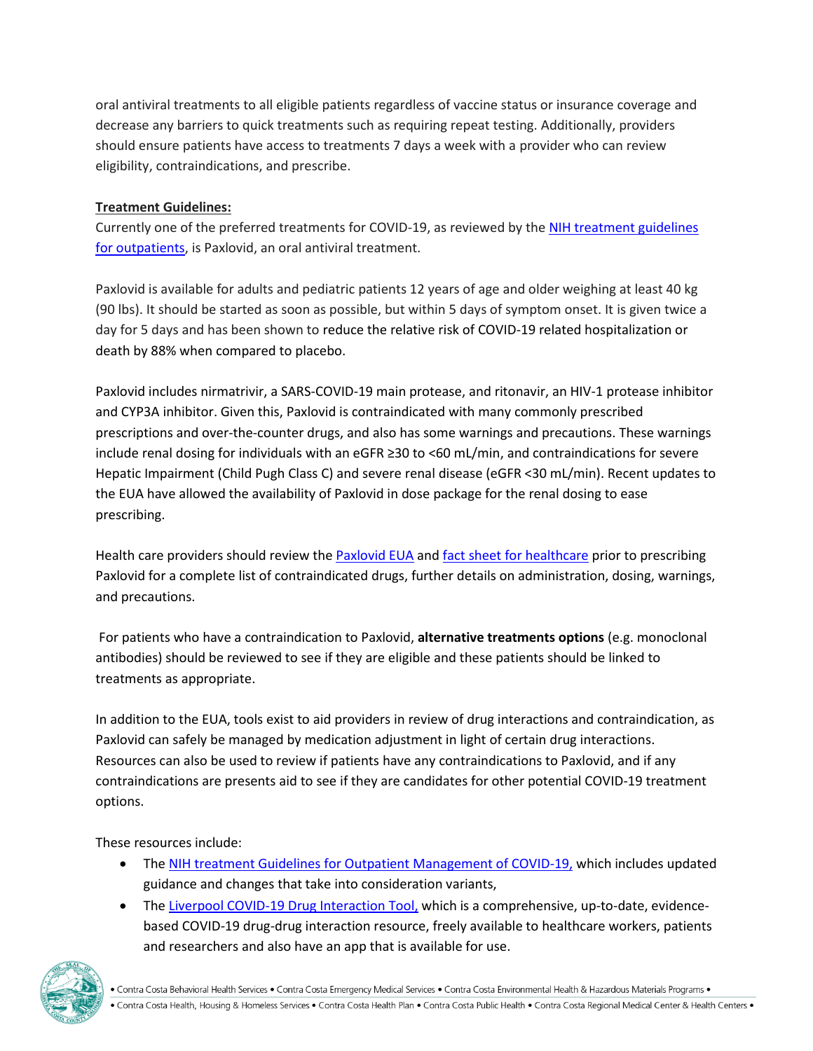oral antiviral treatments to all eligible patients regardless of vaccine status or insurance coverage and decrease any barriers to quick treatments such as requiring repeat testing. Additionally, providers should ensure patients have access to treatments 7 days a week with a provider who can review eligibility, contraindications, and prescribe.

**Treatment Guidelines:**

Currently one of the preferred treatments for COVID-19, as reviewed by the NIH treatment guidelines for outpatients, is Paxlovid, an oral antiviral treatment.

Paxlovid is available for adults and pediatric patients 12 years of age and older weighing at least 40 kg (90 lbs). It should be started as soon as possible, but within 5 days of symptom onset. It is given twice a day for 5 days and has been shown to reduce the relative risk of COVID-19 related hospitalization or death by 88% when compared to placebo.

Paxlovid includes nirmatrivir, a SARS-COVID-19 main protease, and ritonavir, an HIV-1 protease inhibitor and CYP3A inhibitor. Given this, Paxlovid is contraindicated with many commonly prescribed prescriptions and over-the-counter drugs, and also has some warnings and precautions. These warnings include renal dosing for individuals with an eGFR ≥30 to <60 mL/min, and contraindications for severe Hepatic Impairment (Child Pugh Class C) and severe renal disease (eGFR <30 mL/min). Recent updates to the EUA have allowed the availability of Paxlovid in dose package for the renal dosing to ease prescribing.

Health care providers should review the Paxlovid EUA and fact sheet for healthcare prior to prescribing Paxlovid for a complete list of contraindicated drugs, further details on administration, dosing, warnings, and precautions.

For patients who have a contraindication to Paxlovid, **alternative treatments options** (e.g. monoclonal antibodies) should be reviewed to see if they are eligible and these patients should be linked to treatments as appropriate.

In addition to the EUA, tools exist to aid providers in review of drug interactions and contraindication, as Paxlovid can safely be managed by medication adjustment in light of certain drug interactions. Resources can also be used to review if patients have any contraindications to Paxlovid, and if any contraindications are presents aid to see if they are candidates for other potential COVID-19 treatment options.

These resources include:

- The NIH treatment Guidelines for Outpatient Management of COVID-19, which includes updated guidance and changes that take into consideration variants,
- The Liverpool COVID-19 Drug Interaction Tool, which is a comprehensive, up-to-date, evidence-based COVID-19 drug-drug interaction resource, freely available to healthcare workers, patients and researchers and also have an app that is available for use.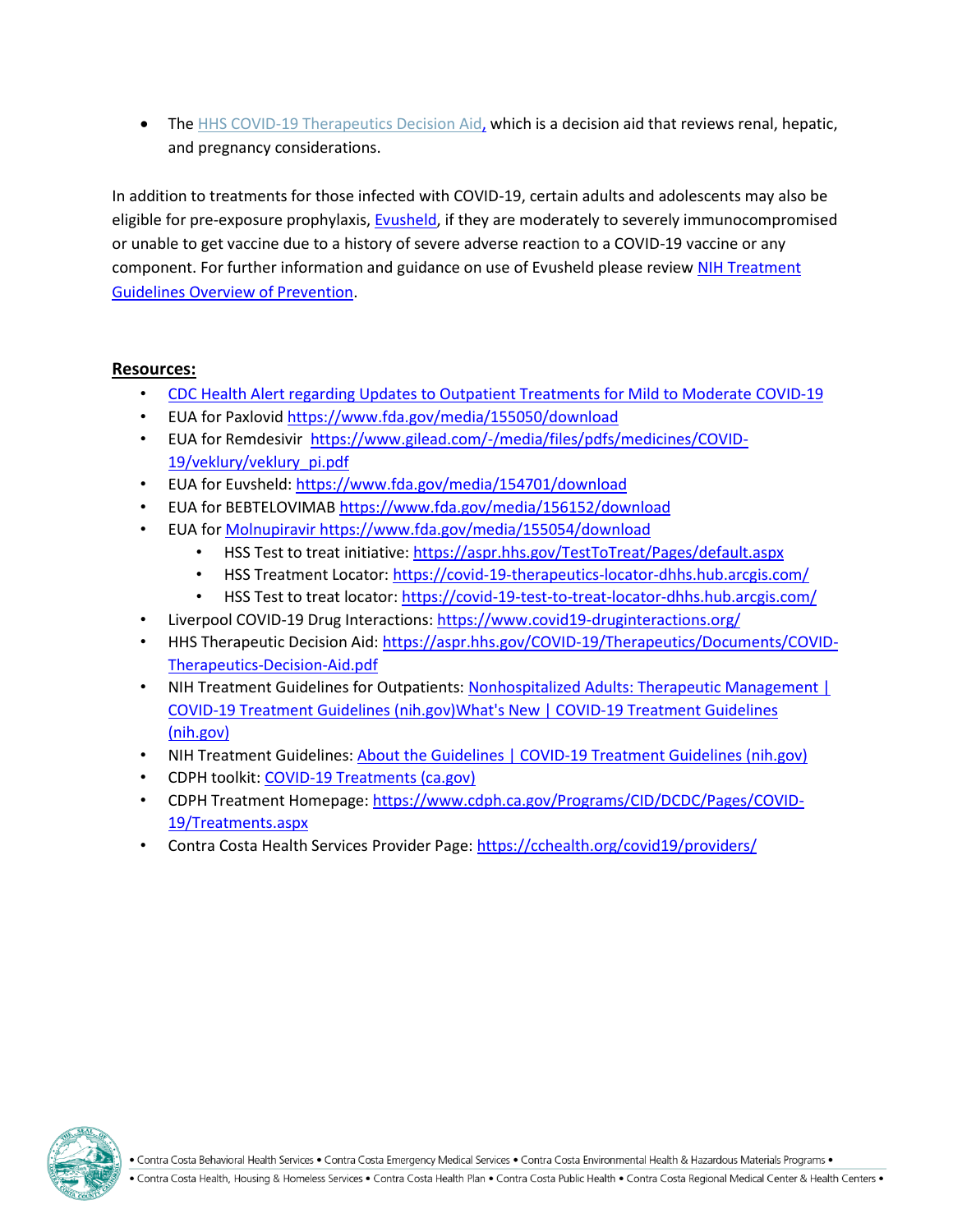- The HHS COVID-19 Therapeutics Decision Aid, which is a decision aid that reviews renal, hepatic, and pregnancy considerations.

In addition to treatments for those infected with COVID-19, certain adults and adolescents may also be eligible for pre-exposure prophylaxis, Evusheld, if they are moderately to severely immunocompromised or unable to get vaccine due to a history of severe adverse reaction to a COVID-19 vaccine or any component. For further information and guidance on use of Evusheld please review NIH Treatment Guidelines Overview of Prevention.

**Resources:**

- CDC Health Alert regarding Updates to Outpatient Treatments for Mild to Moderate COVID-19
- EUA for Paxlovid https://www.fda.gov/media/155050/download
- EUA for Remdesivir https://www.gilead.com/-/media/files/pdfs/medicines/COVID-19/veklury/veklury_pi.pdf
- EUA for Euvsheld: https://www.fda.gov/media/154701/download
- EUA for BEBTELOVIMAB https://www.fda.gov/media/156152/download
- EUA for Molnupiravir https://www.fda.gov/media/155054/download
    - HSS Test to treat initiative: https://aspr.hhs.gov/TestToTreat/Pages/default.aspx
    - HSS Treatment Locator: https://covid-19-therapeutics-locator-dhhs.hub.arcgis.com/
    - HSS Test to treat locator: https://covid-19-test-to-treat-locator-dhhs.hub.arcgis.com/
- Liverpool COVID-19 Drug Interactions: https://www.covid19-druginteractions.org/
- HHS Therapeutic Decision Aid: https://aspr.hhs.gov/COVID-19/Therapeutics/Documents/COVID-Therapeutics-Decision-Aid.pdf
- NIH Treatment Guidelines for Outpatients: Nonhospitalized Adults: Therapeutic Management | COVID-19 Treatment Guidelines (nih.gov)What's New | COVID-19 Treatment Guidelines (nih.gov)
- NIH Treatment Guidelines: About the Guidelines | COVID-19 Treatment Guidelines (nih.gov)
- CDPH toolkit: COVID-19 Treatments (ca.gov)
- CDPH Treatment Homepage: https://www.cdph.ca.gov/Programs/CID/DCDC/Pages/COVID-19/Treatments.aspx
- Contra Costa Health Services Provider Page: https://cchealth.org/covid19/providers/